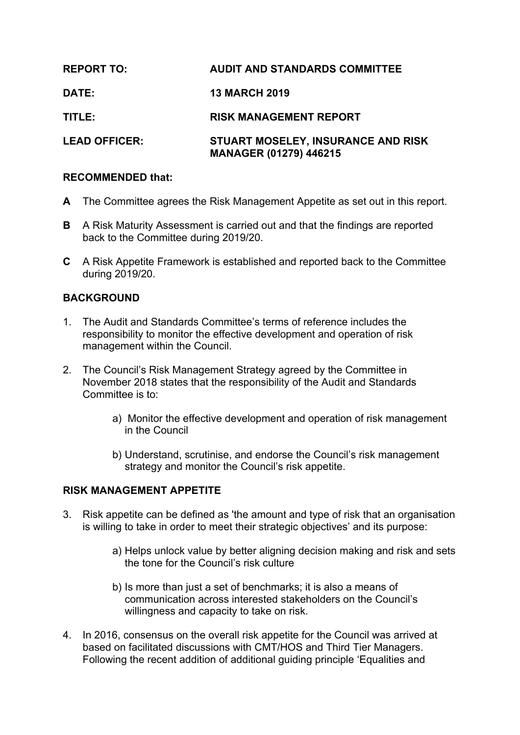**REPORT TO:** **AUDIT AND STANDARDS COMMITTEE**

**DATE:** **13 MARCH 2019**

**TITLE:** **RISK MANAGEMENT REPORT**

**LEAD OFFICER:** **STUART MOSELEY, INSURANCE AND RISK MANAGER (01279) 446215**

**RECOMMENDED that:**

**A** The Committee agrees the Risk Management Appetite as set out in this report.

**B** A Risk Maturity Assessment is carried out and that the findings are reported back to the Committee during 2019/20.

**C** A Risk Appetite Framework is established and reported back to the Committee during 2019/20.

## BACKGROUND

1. The Audit and Standards Committee's terms of reference includes the responsibility to monitor the effective development and operation of risk management within the Council.

2. The Council's Risk Management Strategy agreed by the Committee in November 2018 states that the responsibility of the Audit and Standards Committee is to:

   a) Monitor the effective development and operation of risk management in the Council

   b) Understand, scrutinise, and endorse the Council's risk management strategy and monitor the Council's risk appetite.

## RISK MANAGEMENT APPETITE

3. Risk appetite can be defined as 'the amount and type of risk that an organisation is willing to take in order to meet their strategic objectives' and its purpose:

   a) Helps unlock value by better aligning decision making and risk and sets the tone for the Council's risk culture

   b) Is more than just a set of benchmarks; it is also a means of communication across interested stakeholders on the Council's willingness and capacity to take on risk.

4. In 2016, consensus on the overall risk appetite for the Council was arrived at based on facilitated discussions with CMT/HOS and Third Tier Managers. Following the recent addition of additional guiding principle 'Equalities and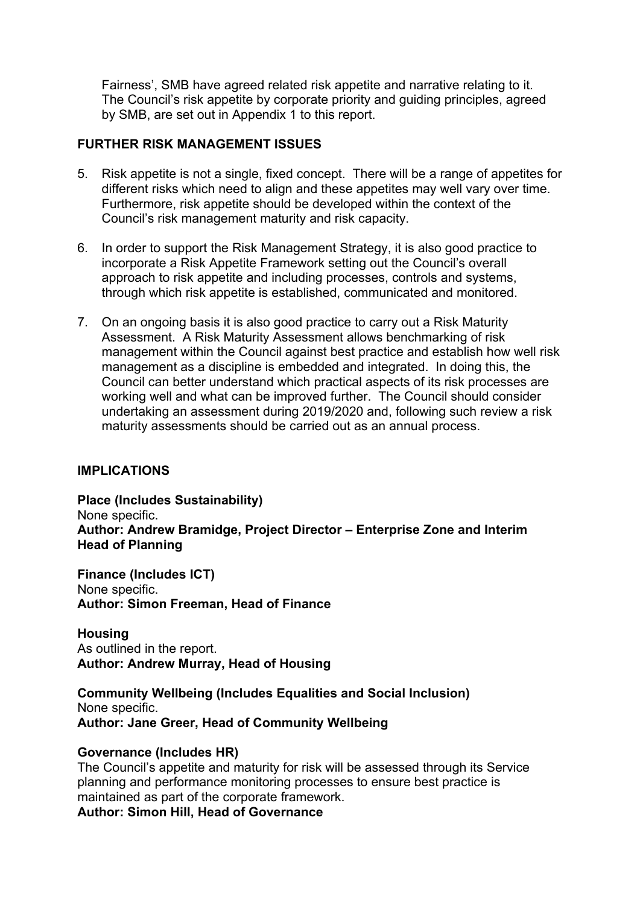Fairness', SMB have agreed related risk appetite and narrative relating to it. The Council's risk appetite by corporate priority and guiding principles, agreed by SMB, are set out in Appendix 1 to this report.

## FURTHER RISK MANAGEMENT ISSUES

5. Risk appetite is not a single, fixed concept. There will be a range of appetites for different risks which need to align and these appetites may well vary over time. Furthermore, risk appetite should be developed within the context of the Council's risk management maturity and risk capacity.

6. In order to support the Risk Management Strategy, it is also good practice to incorporate a Risk Appetite Framework setting out the Council's overall approach to risk appetite and including processes, controls and systems, through which risk appetite is established, communicated and monitored.

7. On an ongoing basis it is also good practice to carry out a Risk Maturity Assessment. A Risk Maturity Assessment allows benchmarking of risk management within the Council against best practice and establish how well risk management as a discipline is embedded and integrated. In doing this, the Council can better understand which practical aspects of its risk processes are working well and what can be improved further. The Council should consider undertaking an assessment during 2019/2020 and, following such review a risk maturity assessments should be carried out as an annual process.

## IMPLICATIONS

**Place (Includes Sustainability)**
None specific.
**Author: Andrew Bramidge, Project Director – Enterprise Zone and Interim Head of Planning**

**Finance (Includes ICT)**
None specific.
**Author: Simon Freeman, Head of Finance**

**Housing**
As outlined in the report.
**Author: Andrew Murray, Head of Housing**

**Community Wellbeing (Includes Equalities and Social Inclusion)**
None specific.
**Author: Jane Greer, Head of Community Wellbeing**

**Governance (Includes HR)**
The Council's appetite and maturity for risk will be assessed through its Service planning and performance monitoring processes to ensure best practice is maintained as part of the corporate framework.
**Author: Simon Hill, Head of Governance**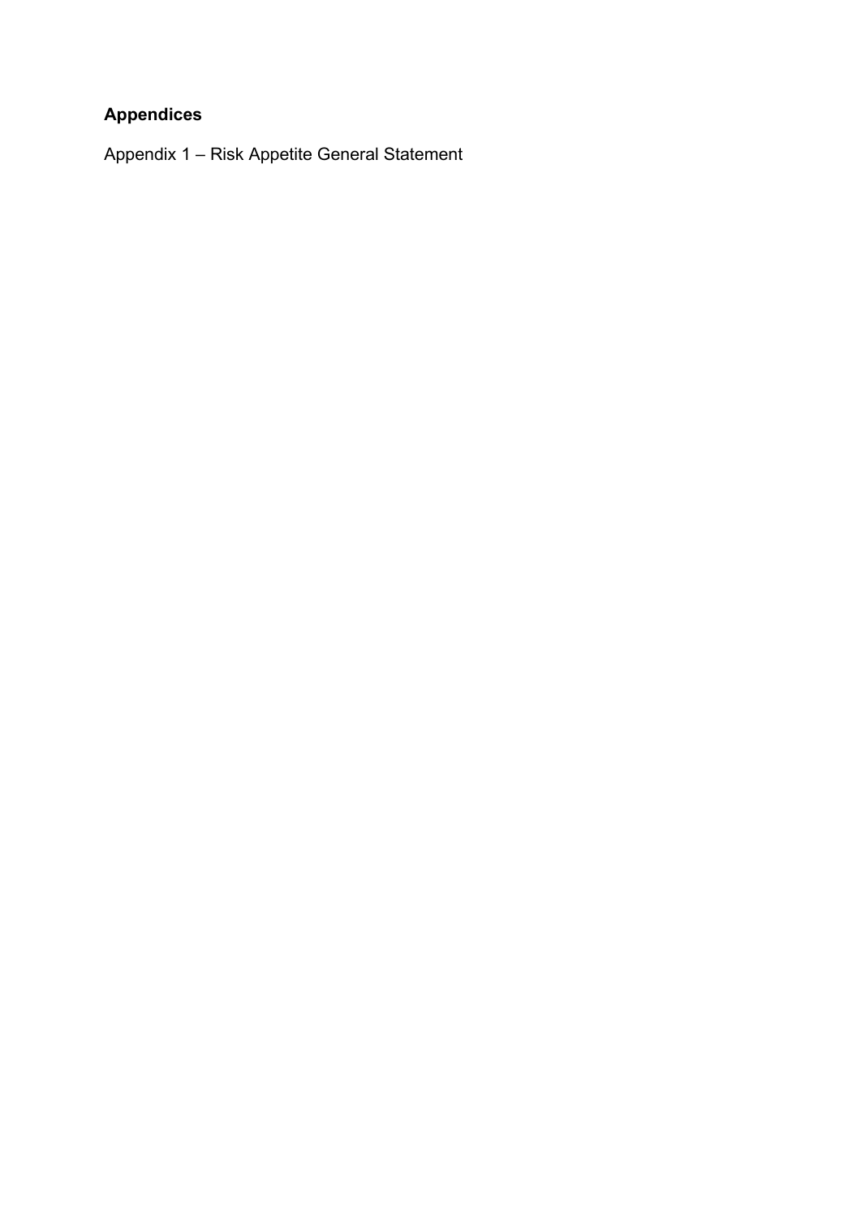**Appendices**

Appendix 1 – Risk Appetite General Statement